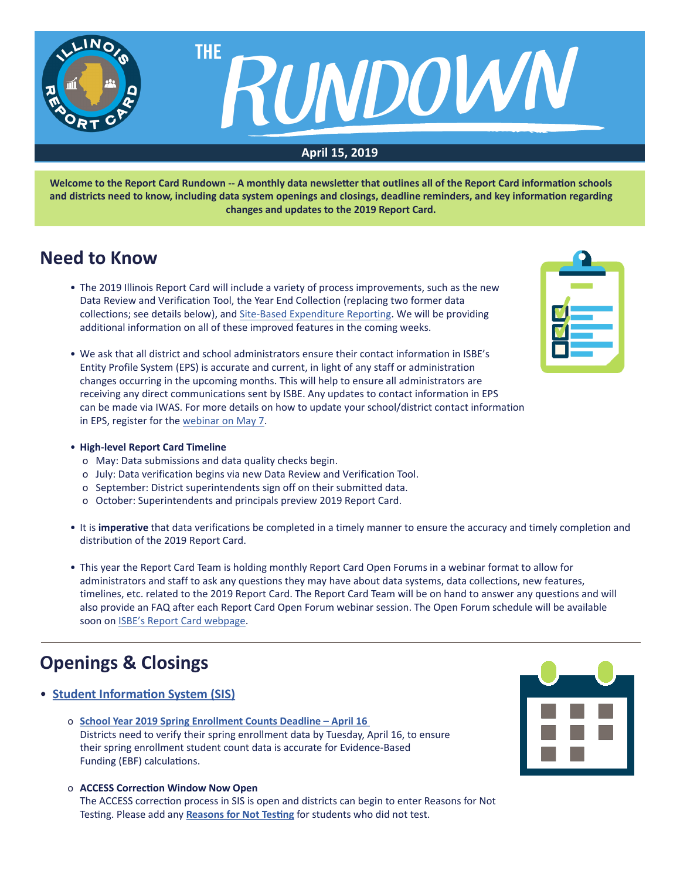# THE RUNDOWN

**April 15, 2019**

**Welcome to the Report Card Rundown -- A monthly data newsletter that outlines all of the Report Card information schools and districts need to know, including data system openings and closings, deadline reminders, and key information regarding changes and updates to the 2019 Report Card.**

## Need to Know

- The 2019 Illinois Report Card will include a variety of process improvements, such as the new Data Review and Verification Tool, the Year End Collection (replacing two former data collections; see details below), and Site-Based Expenditure Reporting. We will be providing additional information on all of these improved features in the coming weeks.

- We ask that all district and school administrators ensure their contact information in ISBE's Entity Profile System (EPS) is accurate and current, in light of any staff or administration changes occurring in the upcoming months. This will help to ensure all administrators are receiving any direct communications sent by ISBE. Any updates to contact information in EPS can be made via IWAS. For more details on how to update your school/district contact information in EPS, register for the webinar on May 7.

- **High-level Report Card Timeline**
  - May: Data submissions and data quality checks begin.
  - July: Data verification begins via new Data Review and Verification Tool.
  - September: District superintendents sign off on their submitted data.
  - October: Superintendents and principals preview 2019 Report Card.

- It is **imperative** that data verifications be completed in a timely manner to ensure the accuracy and timely completion and distribution of the 2019 Report Card.

- This year the Report Card Team is holding monthly Report Card Open Forums in a webinar format to allow for administrators and staff to ask any questions they may have about data systems, data collections, new features, timelines, etc. related to the 2019 Report Card. The Report Card Team will be on hand to answer any questions and will also provide an FAQ after each Report Card Open Forum webinar session. The Open Forum schedule will be available soon on ISBE's Report Card webpage.

## Openings & Closings

- **Student Information System (SIS)**
  - **School Year 2019 Spring Enrollment Counts Deadline – April 16**
    Districts need to verify their spring enrollment data by Tuesday, April 16, to ensure their spring enrollment student count data is accurate for Evidence-Based Funding (EBF) calculations.
  - **ACCESS Correction Window Now Open**
    The ACCESS correction process in SIS is open and districts can begin to enter Reasons for Not Testing. Please add any **Reasons for Not Testing** for students who did not test.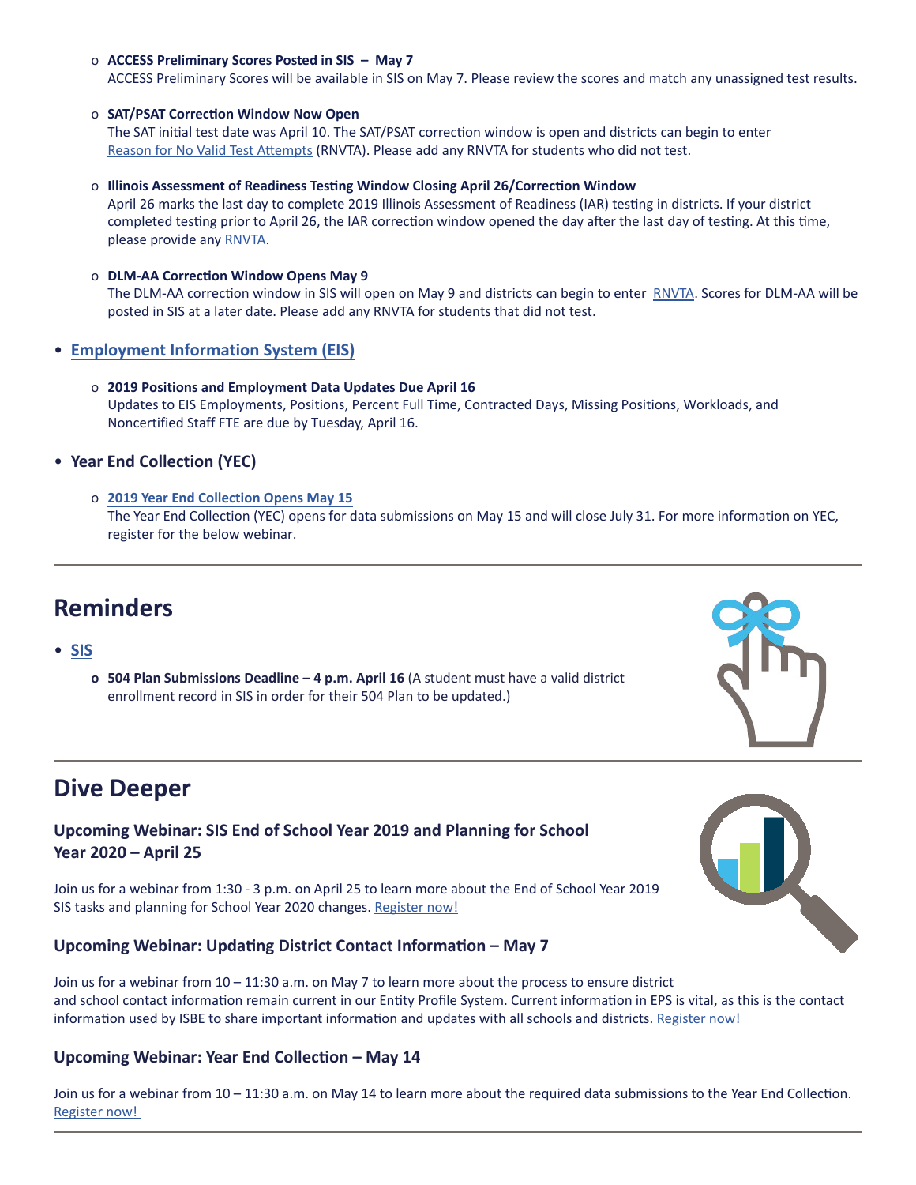- **ACCESS Preliminary Scores Posted in SIS – May 7**
    ACCESS Preliminary Scores will be available in SIS on May 7. Please review the scores and match any unassigned test results.

  - **SAT/PSAT Correction Window Now Open**
    The SAT initial test date was April 10. The SAT/PSAT correction window is open and districts can begin to enter Reason for No Valid Test Attempts (RNVTA). Please add any RNVTA for students who did not test.

  - **Illinois Assessment of Readiness Testing Window Closing April 26/Correction Window**
    April 26 marks the last day to complete 2019 Illinois Assessment of Readiness (IAR) testing in districts. If your district completed testing prior to April 26, the IAR correction window opened the day after the last day of testing. At this time, please provide any RNVTA.

  - **DLM-AA Correction Window Opens May 9**
    The DLM-AA correction window in SIS will open on May 9 and districts can begin to enter RNVTA. Scores for DLM-AA will be posted in SIS at a later date. Please add any RNVTA for students that did not test.

- **Employment Information System (EIS)**

  - **2019 Positions and Employment Data Updates Due April 16**
    Updates to EIS Employments, Positions, Percent Full Time, Contracted Days, Missing Positions, Workloads, and Noncertified Staff FTE are due by Tuesday, April 16.

- **Year End Collection (YEC)**

  - **2019 Year End Collection Opens May 15**
    The Year End Collection (YEC) opens for data submissions on May 15 and will close July 31. For more information on YEC, register for the below webinar.

---

## Reminders

- **SIS**
  - **504 Plan Submissions Deadline – 4 p.m. April 16** (A student must have a valid district enrollment record in SIS in order for their 504 Plan to be updated.)

---

## Dive Deeper

### Upcoming Webinar: SIS End of School Year 2019 and Planning for School Year 2020 – April 25

Join us for a webinar from 1:30 - 3 p.m. on April 25 to learn more about the End of School Year 2019 SIS tasks and planning for School Year 2020 changes. Register now!

### Upcoming Webinar: Updating District Contact Information – May 7

Join us for a webinar from 10 – 11:30 a.m. on May 7 to learn more about the process to ensure district and school contact information remain current in our Entity Profile System. Current information in EPS is vital, as this is the contact information used by ISBE to share important information and updates with all schools and districts. Register now!

### Upcoming Webinar: Year End Collection – May 14

Join us for a webinar from 10 – 11:30 a.m. on May 14 to learn more about the required data submissions to the Year End Collection. Register now!

---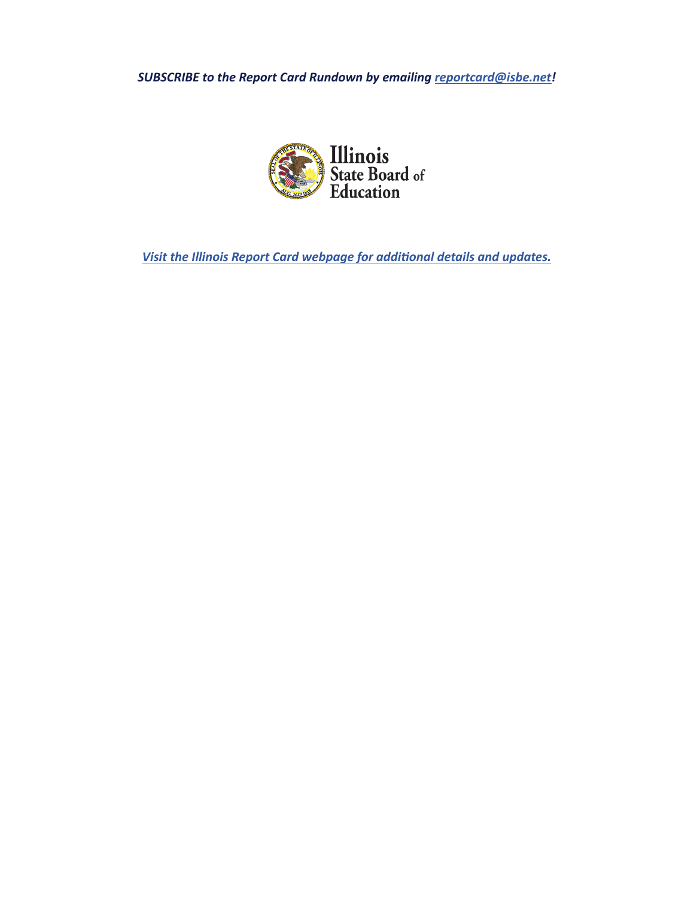***SUBSCRIBE to the Report Card Rundown by emailing [reportcard@isbe.net](mailto:reportcard@isbe.net)!***

Illinois State Board of Education

***[Visit the Illinois Report Card webpage for additional details and updates.]()***